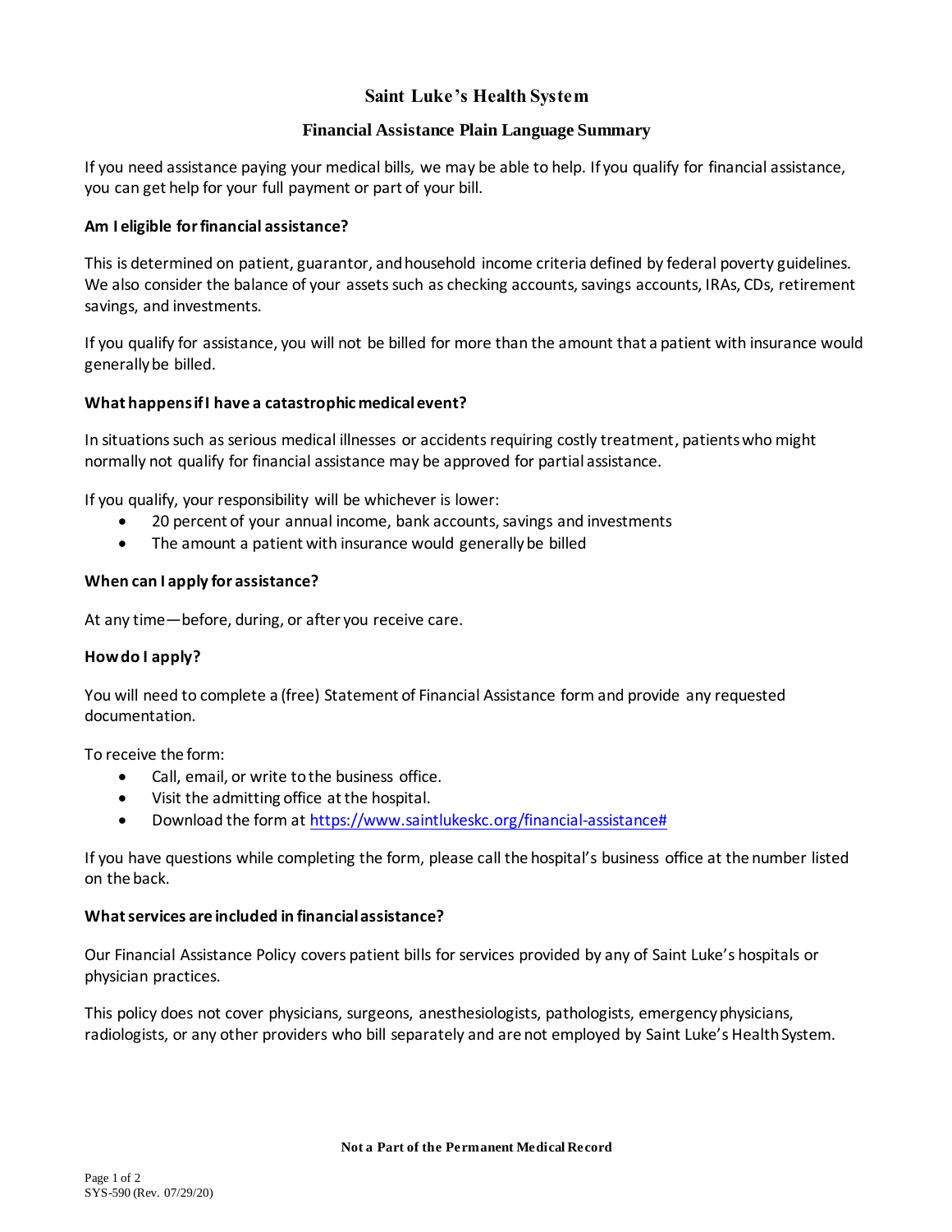# Saint Luke's Health System

## Financial Assistance Plain Language Summary

If you need assistance paying your medical bills, we may be able to help. If you qualify for financial assistance, you can get help for your full payment or part of your bill.

### Am I eligible for financial assistance?

This is determined on patient, guarantor, and household income criteria defined by federal poverty guidelines. We also consider the balance of your assets such as checking accounts, savings accounts, IRAs, CDs, retirement savings, and investments.

If you qualify for assistance, you will not be billed for more than the amount that a patient with insurance would generally be billed.

### What happens if I have a catastrophic medical event?

In situations such as serious medical illnesses or accidents requiring costly treatment, patients who might normally not qualify for financial assistance may be approved for partial assistance.

If you qualify, your responsibility will be whichever is lower:

- 20 percent of your annual income, bank accounts, savings and investments
- The amount a patient with insurance would generally be billed

### When can I apply for assistance?

At any time—before, during, or after you receive care.

### How do I apply?

You will need to complete a (free) Statement of Financial Assistance form and provide any requested documentation.

To receive the form:

- Call, email, or write to the business office.
- Visit the admitting office at the hospital.
- Download the form at https://www.saintlukeskc.org/financial-assistance#

If you have questions while completing the form, please call the hospital's business office at the number listed on the back.

### What services are included in financial assistance?

Our Financial Assistance Policy covers patient bills for services provided by any of Saint Luke's hospitals or physician practices.

This policy does not cover physicians, surgeons, anesthesiologists, pathologists, emergency physicians, radiologists, or any other providers who bill separately and are not employed by Saint Luke's Health System.

**Not a Part of the Permanent Medical Record**

SYS-590 (Rev. 07/29/20)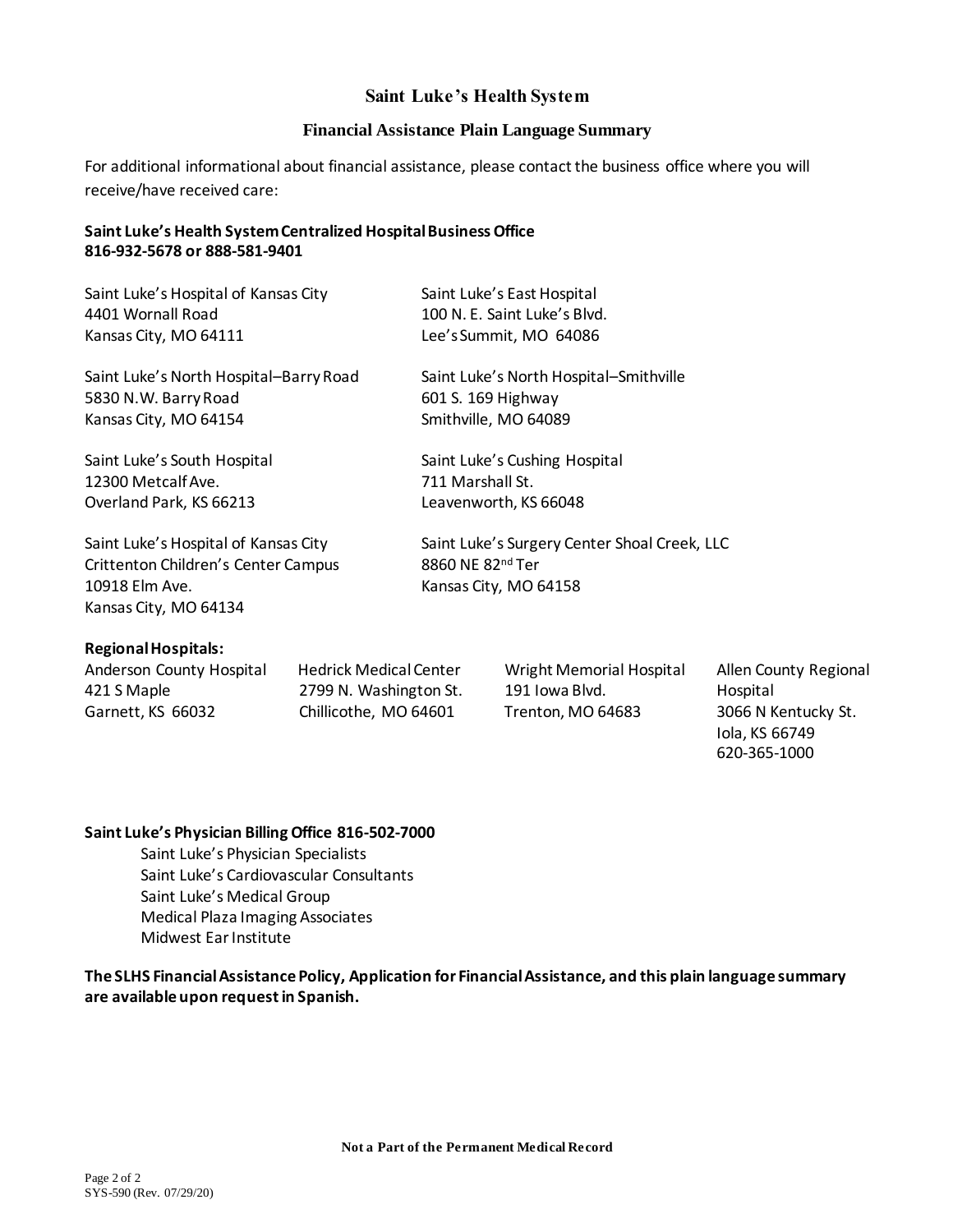## Saint Luke's Health System

### Financial Assistance Plain Language Summary

For additional informational about financial assistance, please contact the business office where you will receive/have received care:

**Saint Luke's Health System Centralized Hospital Business Office**
**816-932-5678 or 888-581-9401**

Saint Luke's Hospital of Kansas City
4401 Wornall Road
Kansas City, MO 64111

Saint Luke's East Hospital
100 N. E. Saint Luke's Blvd.
Lee's Summit, MO 64086

Saint Luke's North Hospital–Barry Road
5830 N.W. Barry Road
Kansas City, MO 64154

Saint Luke's North Hospital–Smithville
601 S. 169 Highway
Smithville, MO 64089

Saint Luke's South Hospital
12300 Metcalf Ave.
Overland Park, KS 66213

Saint Luke's Cushing Hospital
711 Marshall St.
Leavenworth, KS 66048

Saint Luke's Hospital of Kansas City
Crittenton Children's Center Campus
10918 Elm Ave.
Kansas City, MO 64134

Saint Luke's Surgery Center Shoal Creek, LLC
8860 NE 82nd Ter
Kansas City, MO 64158

**Regional Hospitals:**

Anderson County Hospital
421 S Maple
Garnett, KS 66032

Hedrick Medical Center
2799 N. Washington St.
Chillicothe, MO 64601

Wright Memorial Hospital
191 Iowa Blvd.
Trenton, MO 64683

Allen County Regional Hospital
3066 N Kentucky St.
Iola, KS 66749
620-365-1000

**Saint Luke's Physician Billing Office 816-502-7000**

- Saint Luke's Physician Specialists
- Saint Luke's Cardiovascular Consultants
- Saint Luke's Medical Group
- Medical Plaza Imaging Associates
- Midwest Ear Institute

**The SLHS Financial Assistance Policy, Application for Financial Assistance, and this plain language summary are available upon request in Spanish.**

**Not a Part of the Permanent Medical Record**

SYS-590 (Rev. 07/29/20)